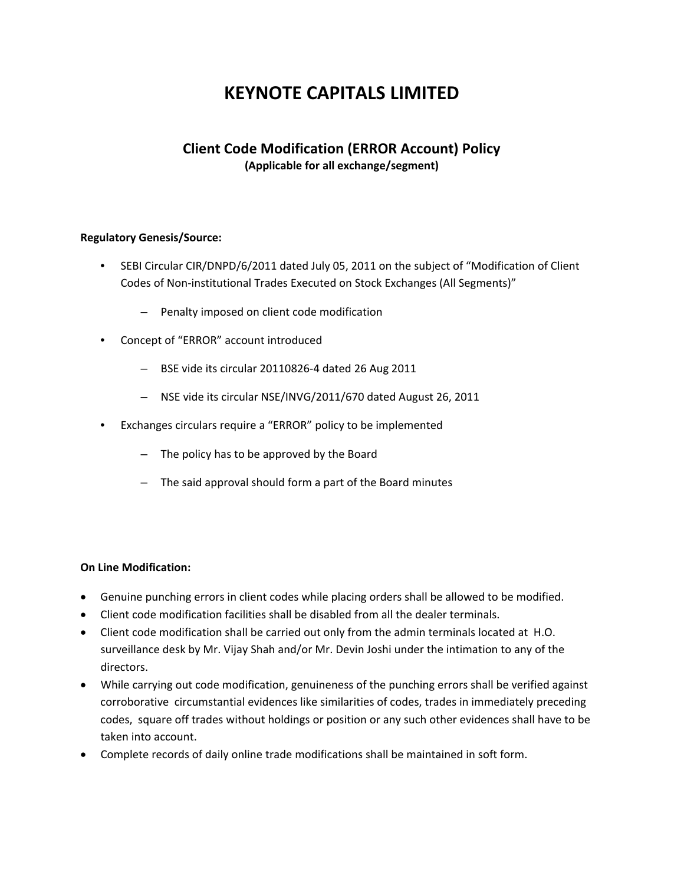# KEYNOTE CAPITALS LIMITED

## Client Code Modification (ERROR Account) Policy

**(Applicable for all exchange/segment)**

**Regulatory Genesis/Source:**

- SEBI Circular CIR/DNPD/6/2011 dated July 05, 2011 on the subject of "Modification of Client Codes of Non-institutional Trades Executed on Stock Exchanges (All Segments)"
  - Penalty imposed on client code modification
- Concept of "ERROR" account introduced
  - BSE vide its circular 20110826-4 dated 26 Aug 2011
  - NSE vide its circular NSE/INVG/2011/670 dated August 26, 2011
- Exchanges circulars require a "ERROR" policy to be implemented
  - The policy has to be approved by the Board
  - The said approval should form a part of the Board minutes

**On Line Modification:**

- Genuine punching errors in client codes while placing orders shall be allowed to be modified.
- Client code modification facilities shall be disabled from all the dealer terminals.
- Client code modification shall be carried out only from the admin terminals located at H.O. surveillance desk by Mr. Vijay Shah and/or Mr. Devin Joshi under the intimation to any of the directors.
- While carrying out code modification, genuineness of the punching errors shall be verified against corroborative circumstantial evidences like similarities of codes, trades in immediately preceding codes, square off trades without holdings or position or any such other evidences shall have to be taken into account.
- Complete records of daily online trade modifications shall be maintained in soft form.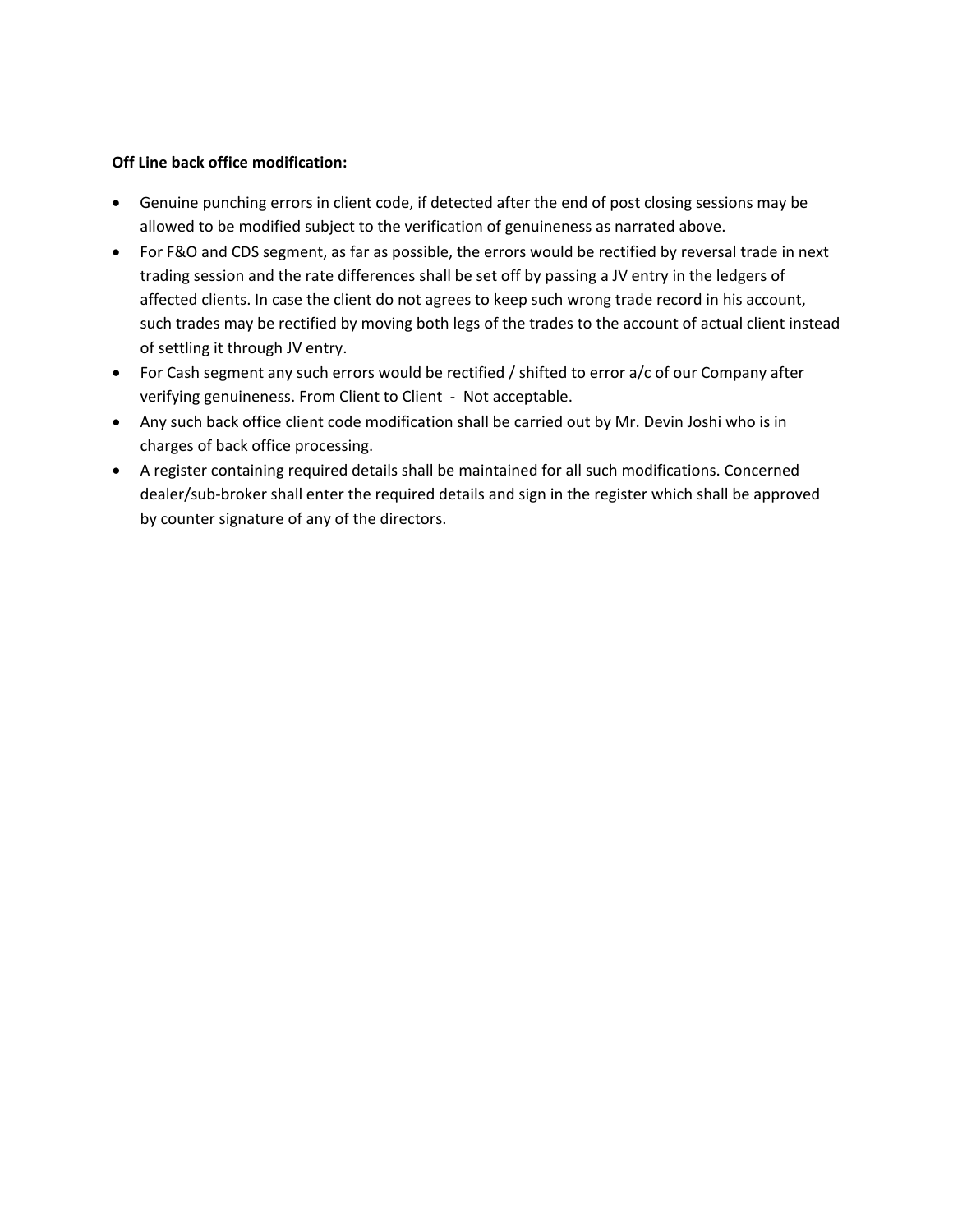**Off Line back office modification:**

- Genuine punching errors in client code, if detected after the end of post closing sessions may be allowed to be modified subject to the verification of genuineness as narrated above.
- For F&O and CDS segment, as far as possible, the errors would be rectified by reversal trade in next trading session and the rate differences shall be set off by passing a JV entry in the ledgers of affected clients. In case the client do not agrees to keep such wrong trade record in his account, such trades may be rectified by moving both legs of the trades to the account of actual client instead of settling it through JV entry.
- For Cash segment any such errors would be rectified / shifted to error a/c of our Company after verifying genuineness. From Client to Client - Not acceptable.
- Any such back office client code modification shall be carried out by Mr. Devin Joshi who is in charges of back office processing.
- A register containing required details shall be maintained for all such modifications. Concerned dealer/sub-broker shall enter the required details and sign in the register which shall be approved by counter signature of any of the directors.